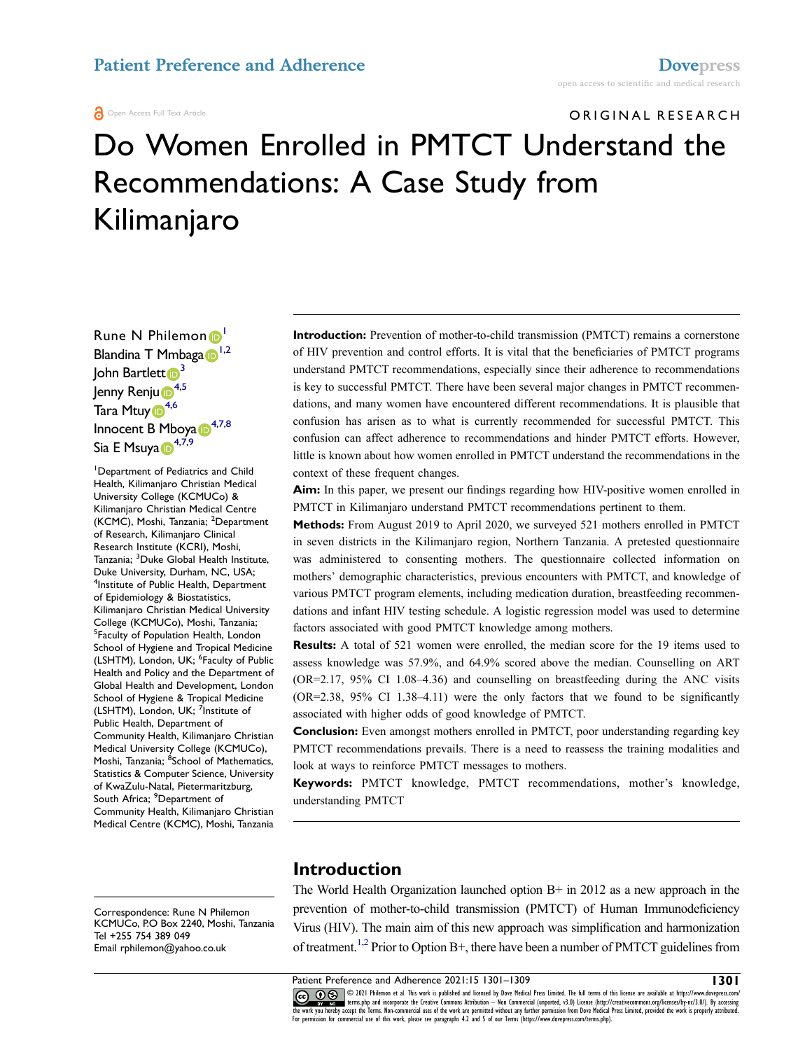ORIGINAL RESEARCH

# Do Women Enrolled in PMTCT Understand the Recommendations: A Case Study from Kilimanjaro

Rune N Philemon[1]
Blandina T Mmbaga[1,2]
John Bartlett[3]
Jenny Renju[4,5]
Tara Mtuy[4,6]
Innocent B Mboya[4,7,8]
Sia E Msuya[4,7,9]

[1]Department of Pediatrics and Child Health, Kilimanjaro Christian Medical University College (KCMUCo) & Kilimanjaro Christian Medical Centre (KCMC), Moshi, Tanzania; [2]Department of Research, Kilimanjaro Clinical Research Institute (KCRI), Moshi, Tanzania; [3]Duke Global Health Institute, Duke University, Durham, NC, USA; [4]Institute of Public Health, Department of Epidemiology & Biostatistics, Kilimanjaro Christian Medical University College (KCMUCo), Moshi, Tanzania; [5]Faculty of Population Health, London School of Hygiene and Tropical Medicine (LSHTM), London, UK; [6]Faculty of Public Health and Policy and the Department of Global Health and Development, London School of Hygiene & Tropical Medicine (LSHTM), London, UK; [7]Institute of Public Health, Department of Community Health, Kilimanjaro Christian Medical University College (KCMUCo), Moshi, Tanzania; [8]School of Mathematics, Statistics & Computer Science, University of KwaZulu-Natal, Pietermaritzburg, South Africa; [9]Department of Community Health, Kilimanjaro Christian Medical Centre (KCMC), Moshi, Tanzania

**Introduction:** Prevention of mother-to-child transmission (PMTCT) remains a cornerstone of HIV prevention and control efforts. It is vital that the beneficiaries of PMTCT programs understand PMTCT recommendations, especially since their adherence to recommendations is key to successful PMTCT. There have been several major changes in PMTCT recommendations, and many women have encountered different recommendations. It is plausible that confusion has arisen as to what is currently recommended for successful PMTCT. This confusion can affect adherence to recommendations and hinder PMTCT efforts. However, little is known about how women enrolled in PMTCT understand the recommendations in the context of these frequent changes.

**Aim:** In this paper, we present our findings regarding how HIV-positive women enrolled in PMTCT in Kilimanjaro understand PMTCT recommendations pertinent to them.

**Methods:** From August 2019 to April 2020, we surveyed 521 mothers enrolled in PMTCT in seven districts in the Kilimanjaro region, Northern Tanzania. A pretested questionnaire was administered to consenting mothers. The questionnaire collected information on mothers' demographic characteristics, previous encounters with PMTCT, and knowledge of various PMTCT program elements, including medication duration, breastfeeding recommendations and infant HIV testing schedule. A logistic regression model was used to determine factors associated with good PMTCT knowledge among mothers.

**Results:** A total of 521 women were enrolled, the median score for the 19 items used to assess knowledge was 57.9%, and 64.9% scored above the median. Counselling on ART (OR=2.17, 95% CI 1.08–4.36) and counselling on breastfeeding during the ANC visits (OR=2.38, 95% CI 1.38–4.11) were the only factors that we found to be significantly associated with higher odds of good knowledge of PMTCT.

**Conclusion:** Even amongst mothers enrolled in PMTCT, poor understanding regarding key PMTCT recommendations prevails. There is a need to reassess the training modalities and look at ways to reinforce PMTCT messages to mothers.

**Keywords:** PMTCT knowledge, PMTCT recommendations, mother's knowledge, understanding PMTCT

Correspondence: Rune N Philemon
KCMUCo, P.O Box 2240, Moshi, Tanzania
Tel +255 754 389 049
Email rphilemon@yahoo.co.uk

## Introduction

The World Health Organization launched option B+ in 2012 as a new approach in the prevention of mother-to-child transmission (PMTCT) of Human Immunodeficiency Virus (HIV). The main aim of this new approach was simplification and harmonization of treatment.[1,2] Prior to Option B+, there have been a number of PMTCT guidelines from

© 2021 Philemon et al. This work is published and licensed by Dove Medical Press Limited. The full terms of this license are available at https://www.dovepress.com/terms.php and incorporate the Creative Commons Attribution – Non Commercial (unported, v3.0) License (http://creativecommons.org/licenses/by-nc/3.0/). By accessing the work you hereby accept the Terms. Non-commercial uses of the work are permitted without any further permission from Dove Medical Press Limited, provided the work is properly attributed. For permission for commercial use of this work, please see paragraphs 4.2 and 5 of our Terms (https://www.dovepress.com/terms.php).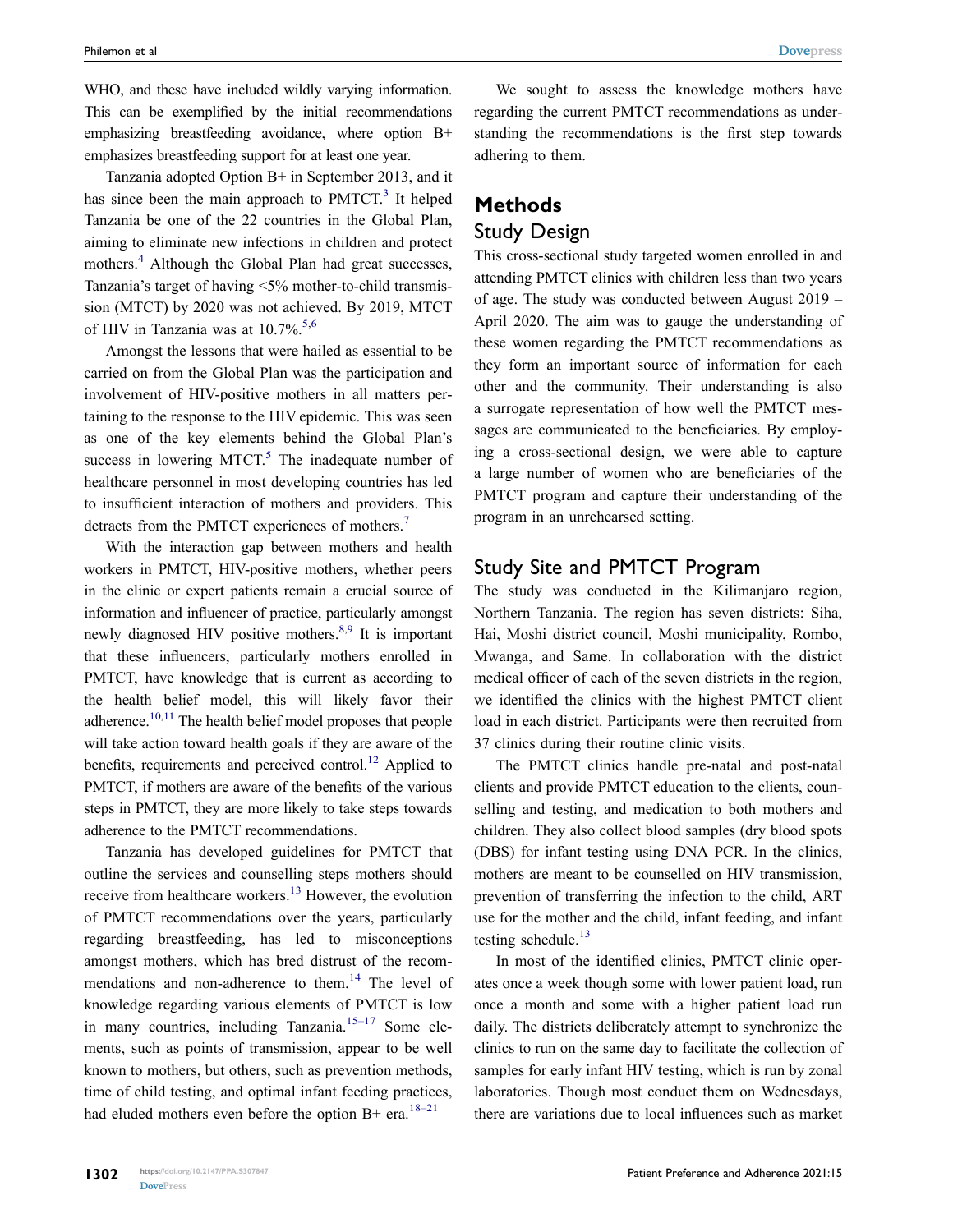WHO, and these have included wildly varying information. This can be exemplified by the initial recommendations emphasizing breastfeeding avoidance, where option B+ emphasizes breastfeeding support for at least one year.

Tanzania adopted Option B+ in September 2013, and it has since been the main approach to PMTCT.[3] It helped Tanzania be one of the 22 countries in the Global Plan, aiming to eliminate new infections in children and protect mothers.[4] Although the Global Plan had great successes, Tanzania's target of having <5% mother-to-child transmission (MTCT) by 2020 was not achieved. By 2019, MTCT of HIV in Tanzania was at 10.7%.[5,6]

Amongst the lessons that were hailed as essential to be carried on from the Global Plan was the participation and involvement of HIV-positive mothers in all matters pertaining to the response to the HIV epidemic. This was seen as one of the key elements behind the Global Plan's success in lowering MTCT.[5] The inadequate number of healthcare personnel in most developing countries has led to insufficient interaction of mothers and providers. This detracts from the PMTCT experiences of mothers.[7]

With the interaction gap between mothers and health workers in PMTCT, HIV-positive mothers, whether peers in the clinic or expert patients remain a crucial source of information and influencer of practice, particularly amongst newly diagnosed HIV positive mothers.[8,9] It is important that these influencers, particularly mothers enrolled in PMTCT, have knowledge that is current as according to the health belief model, this will likely favor their adherence.[10,11] The health belief model proposes that people will take action toward health goals if they are aware of the benefits, requirements and perceived control.[12] Applied to PMTCT, if mothers are aware of the benefits of the various steps in PMTCT, they are more likely to take steps towards adherence to the PMTCT recommendations.

Tanzania has developed guidelines for PMTCT that outline the services and counselling steps mothers should receive from healthcare workers.[13] However, the evolution of PMTCT recommendations over the years, particularly regarding breastfeeding, has led to misconceptions amongst mothers, which has bred distrust of the recommendations and non-adherence to them.[14] The level of knowledge regarding various elements of PMTCT is low in many countries, including Tanzania.[15–17] Some elements, such as points of transmission, appear to be well known to mothers, but others, such as prevention methods, time of child testing, and optimal infant feeding practices, had eluded mothers even before the option B+ era.[18–21]

We sought to assess the knowledge mothers have regarding the current PMTCT recommendations as understanding the recommendations is the first step towards adhering to them.

## Methods

### Study Design

This cross-sectional study targeted women enrolled in and attending PMTCT clinics with children less than two years of age. The study was conducted between August 2019 – April 2020. The aim was to gauge the understanding of these women regarding the PMTCT recommendations as they form an important source of information for each other and the community. Their understanding is also a surrogate representation of how well the PMTCT messages are communicated to the beneficiaries. By employing a cross-sectional design, we were able to capture a large number of women who are beneficiaries of the PMTCT program and capture their understanding of the program in an unrehearsed setting.

### Study Site and PMTCT Program

The study was conducted in the Kilimanjaro region, Northern Tanzania. The region has seven districts: Siha, Hai, Moshi district council, Moshi municipality, Rombo, Mwanga, and Same. In collaboration with the district medical officer of each of the seven districts in the region, we identified the clinics with the highest PMTCT client load in each district. Participants were then recruited from 37 clinics during their routine clinic visits.

The PMTCT clinics handle pre-natal and post-natal clients and provide PMTCT education to the clients, counselling and testing, and medication to both mothers and children. They also collect blood samples (dry blood spots (DBS) for infant testing using DNA PCR. In the clinics, mothers are meant to be counselled on HIV transmission, prevention of transferring the infection to the child, ART use for the mother and the child, infant feeding, and infant testing schedule.[13]

In most of the identified clinics, PMTCT clinic operates once a week though some with lower patient load, run once a month and some with a higher patient load run daily. The districts deliberately attempt to synchronize the clinics to run on the same day to facilitate the collection of samples for early infant HIV testing, which is run by zonal laboratories. Though most conduct them on Wednesdays, there are variations due to local influences such as market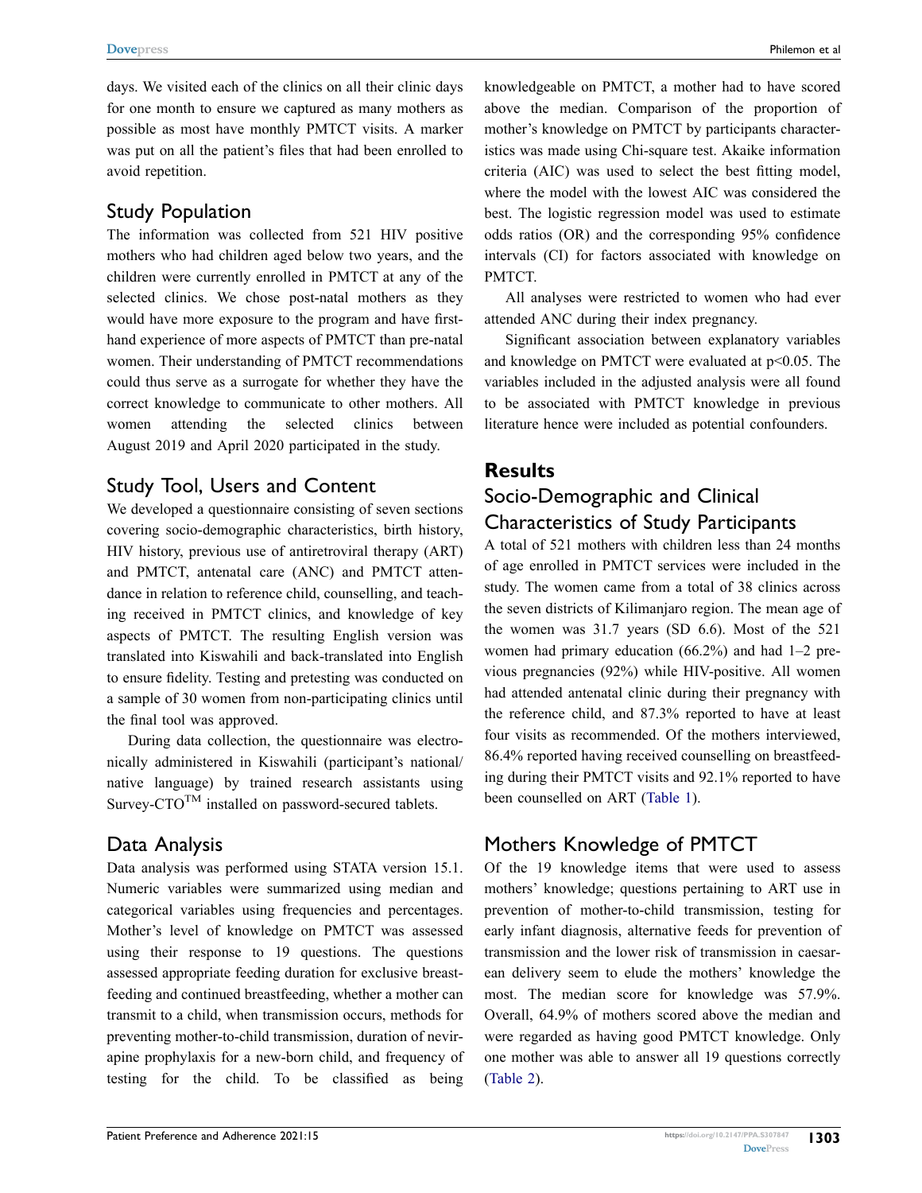days. We visited each of the clinics on all their clinic days for one month to ensure we captured as many mothers as possible as most have monthly PMTCT visits. A marker was put on all the patient's files that had been enrolled to avoid repetition.

## Study Population

The information was collected from 521 HIV positive mothers who had children aged below two years, and the children were currently enrolled in PMTCT at any of the selected clinics. We chose post-natal mothers as they would have more exposure to the program and have first-hand experience of more aspects of PMTCT than pre-natal women. Their understanding of PMTCT recommendations could thus serve as a surrogate for whether they have the correct knowledge to communicate to other mothers. All women attending the selected clinics between August 2019 and April 2020 participated in the study.

## Study Tool, Users and Content

We developed a questionnaire consisting of seven sections covering socio-demographic characteristics, birth history, HIV history, previous use of antiretroviral therapy (ART) and PMTCT, antenatal care (ANC) and PMTCT attendance in relation to reference child, counselling, and teaching received in PMTCT clinics, and knowledge of key aspects of PMTCT. The resulting English version was translated into Kiswahili and back-translated into English to ensure fidelity. Testing and pretesting was conducted on a sample of 30 women from non-participating clinics until the final tool was approved.

During data collection, the questionnaire was electronically administered in Kiswahili (participant's national/native language) by trained research assistants using Survey-CTO™ installed on password-secured tablets.

## Data Analysis

Data analysis was performed using STATA version 15.1. Numeric variables were summarized using median and categorical variables using frequencies and percentages. Mother's level of knowledge on PMTCT was assessed using their response to 19 questions. The questions assessed appropriate feeding duration for exclusive breastfeeding and continued breastfeeding, whether a mother can transmit to a child, when transmission occurs, methods for preventing mother-to-child transmission, duration of nevirapine prophylaxis for a new-born child, and frequency of testing for the child. To be classified as being knowledgeable on PMTCT, a mother had to have scored above the median. Comparison of the proportion of mother's knowledge on PMTCT by participants characteristics was made using Chi-square test. Akaike information criteria (AIC) was used to select the best fitting model, where the model with the lowest AIC was considered the best. The logistic regression model was used to estimate odds ratios (OR) and the corresponding 95% confidence intervals (CI) for factors associated with knowledge on PMTCT.

All analyses were restricted to women who had ever attended ANC during their index pregnancy.

Significant association between explanatory variables and knowledge on PMTCT were evaluated at $p<0.05$. The variables included in the adjusted analysis were all found to be associated with PMTCT knowledge in previous literature hence were included as potential confounders.

# Results

## Socio-Demographic and Clinical Characteristics of Study Participants

A total of 521 mothers with children less than 24 months of age enrolled in PMTCT services were included in the study. The women came from a total of 38 clinics across the seven districts of Kilimanjaro region. The mean age of the women was 31.7 years (SD 6.6). Most of the 521 women had primary education (66.2%) and had 1–2 previous pregnancies (92%) while HIV-positive. All women had attended antenatal clinic during their pregnancy with the reference child, and 87.3% reported to have at least four visits as recommended. Of the mothers interviewed, 86.4% reported having received counselling on breastfeeding during their PMTCT visits and 92.1% reported to have been counselled on ART (Table 1).

## Mothers Knowledge of PMTCT

Of the 19 knowledge items that were used to assess mothers' knowledge; questions pertaining to ART use in prevention of mother-to-child transmission, testing for early infant diagnosis, alternative feeds for prevention of transmission and the lower risk of transmission in caesarean delivery seem to elude the mothers' knowledge the most. The median score for knowledge was 57.9%. Overall, 64.9% of mothers scored above the median and were regarded as having good PMTCT knowledge. Only one mother was able to answer all 19 questions correctly (Table 2).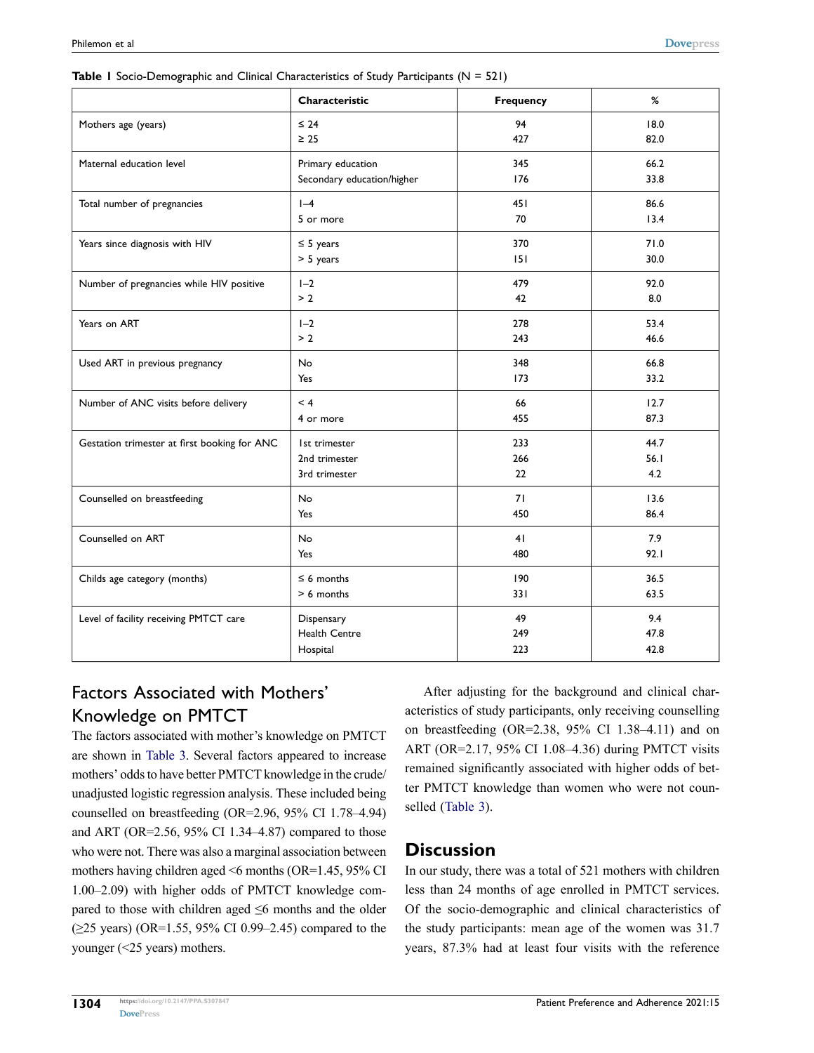**Table 1** Socio-Demographic and Clinical Characteristics of Study Participants (N = 521)

| | Characteristic | Frequency | % |
|---|---|---|---|
| Mothers age (years) | ≤ 24<br>≥ 25 | 94<br>427 | 18.0<br>82.0 |
| Maternal education level | Primary education<br>Secondary education/higher | 345<br>176 | 66.2<br>33.8 |
| Total number of pregnancies | 1–4<br>5 or more | 451<br>70 | 86.6<br>13.4 |
| Years since diagnosis with HIV | ≤ 5 years<br>> 5 years | 370<br>151 | 71.0<br>30.0 |
| Number of pregnancies while HIV positive | 1–2<br>> 2 | 479<br>42 | 92.0<br>8.0 |
| Years on ART | 1–2<br>> 2 | 278<br>243 | 53.4<br>46.6 |
| Used ART in previous pregnancy | No<br>Yes | 348<br>173 | 66.8<br>33.2 |
| Number of ANC visits before delivery | < 4<br>4 or more | 66<br>455 | 12.7<br>87.3 |
| Gestation trimester at first booking for ANC | 1st trimester<br>2nd trimester<br>3rd trimester | 233<br>266<br>22 | 44.7<br>56.1<br>4.2 |
| Counselled on breastfeeding | No<br>Yes | 71<br>450 | 13.6<br>86.4 |
| Counselled on ART | No<br>Yes | 41<br>480 | 7.9<br>92.1 |
| Childs age category (months) | ≤ 6 months<br>> 6 months | 190<br>331 | 36.5<br>63.5 |
| Level of facility receiving PMTCT care | Dispensary<br>Health Centre<br>Hospital | 49<br>249<br>223 | 9.4<br>47.8<br>42.8 |

## Factors Associated with Mothers' Knowledge on PMTCT

The factors associated with mother's knowledge on PMTCT are shown in Table 3. Several factors appeared to increase mothers' odds to have better PMTCT knowledge in the crude/unadjusted logistic regression analysis. These included being counselled on breastfeeding (OR=2.96, 95% CI 1.78–4.94) and ART (OR=2.56, 95% CI 1.34–4.87) compared to those who were not. There was also a marginal association between mothers having children aged <6 months (OR=1.45, 95% CI 1.00–2.09) with higher odds of PMTCT knowledge compared to those with children aged ≤6 months and the older (≥25 years) (OR=1.55, 95% CI 0.99–2.45) compared to the younger (<25 years) mothers.

After adjusting for the background and clinical characteristics of study participants, only receiving counselling on breastfeeding (OR=2.38, 95% CI 1.38–4.11) and on ART (OR=2.17, 95% CI 1.08–4.36) during PMTCT visits remained significantly associated with higher odds of better PMTCT knowledge than women who were not counselled (Table 3).

## Discussion

In our study, there was a total of 521 mothers with children less than 24 months of age enrolled in PMTCT services. Of the socio-demographic and clinical characteristics of the study participants: mean age of the women was 31.7 years, 87.3% had at least four visits with the reference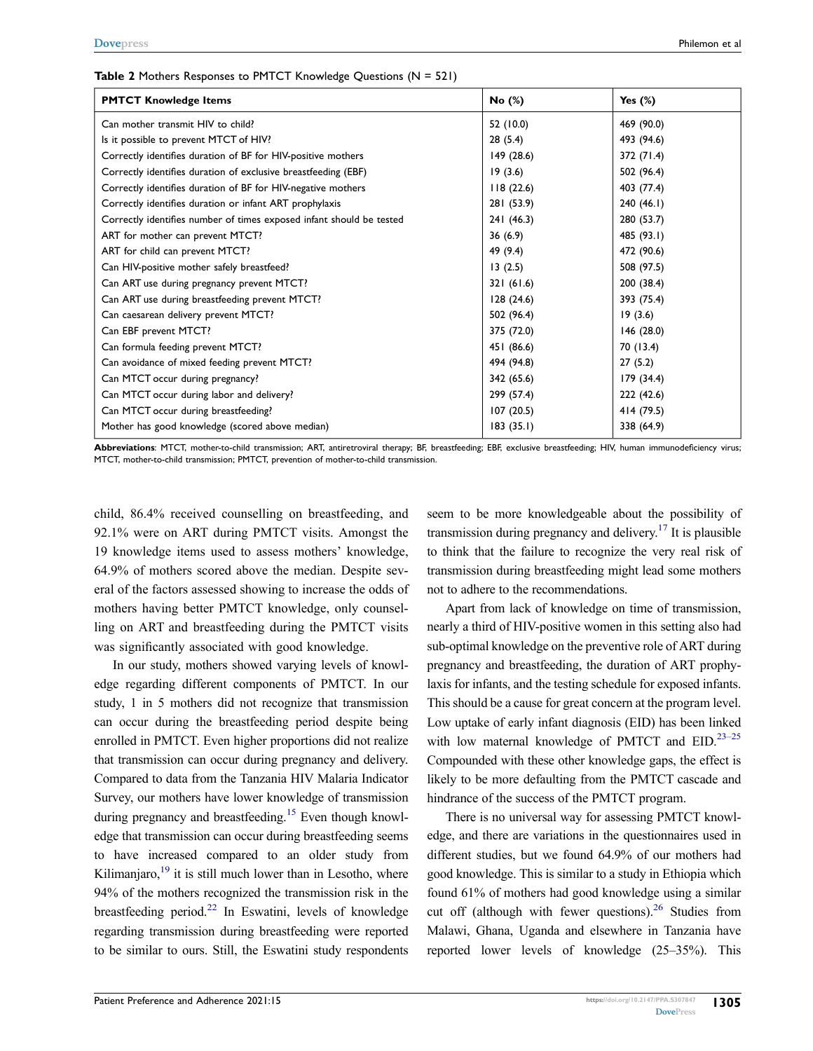**Table 2** Mothers Responses to PMTCT Knowledge Questions (N = 521)

| PMTCT Knowledge Items | No (%) | Yes (%) |
|---|---|---|
| Can mother transmit HIV to child? | 52 (10.0) | 469 (90.0) |
| Is it possible to prevent MTCT of HIV? | 28 (5.4) | 493 (94.6) |
| Correctly identifies duration of BF for HIV-positive mothers | 149 (28.6) | 372 (71.4) |
| Correctly identifies duration of exclusive breastfeeding (EBF) | 19 (3.6) | 502 (96.4) |
| Correctly identifies duration of BF for HIV-negative mothers | 118 (22.6) | 403 (77.4) |
| Correctly identifies duration or infant ART prophylaxis | 281 (53.9) | 240 (46.1) |
| Correctly identifies number of times exposed infant should be tested | 241 (46.3) | 280 (53.7) |
| ART for mother can prevent MTCT? | 36 (6.9) | 485 (93.1) |
| ART for child can prevent MTCT? | 49 (9.4) | 472 (90.6) |
| Can HIV-positive mother safely breastfeed? | 13 (2.5) | 508 (97.5) |
| Can ART use during pregnancy prevent MTCT? | 321 (61.6) | 200 (38.4) |
| Can ART use during breastfeeding prevent MTCT? | 128 (24.6) | 393 (75.4) |
| Can caesarean delivery prevent MTCT? | 502 (96.4) | 19 (3.6) |
| Can EBF prevent MTCT? | 375 (72.0) | 146 (28.0) |
| Can formula feeding prevent MTCT? | 451 (86.6) | 70 (13.4) |
| Can avoidance of mixed feeding prevent MTCT? | 494 (94.8) | 27 (5.2) |
| Can MTCT occur during pregnancy? | 342 (65.6) | 179 (34.4) |
| Can MTCT occur during labor and delivery? | 299 (57.4) | 222 (42.6) |
| Can MTCT occur during breastfeeding? | 107 (20.5) | 414 (79.5) |
| Mother has good knowledge (scored above median) | 183 (35.1) | 338 (64.9) |

**Abbreviations**: MTCT, mother-to-child transmission; ART, antiretroviral therapy; BF, breastfeeding; EBF, exclusive breastfeeding; HIV, human immunodeficiency virus; MTCT, mother-to-child transmission; PMTCT, prevention of mother-to-child transmission.

child, 86.4% received counselling on breastfeeding, and 92.1% were on ART during PMTCT visits. Amongst the 19 knowledge items used to assess mothers' knowledge, 64.9% of mothers scored above the median. Despite several of the factors assessed showing to increase the odds of mothers having better PMTCT knowledge, only counselling on ART and breastfeeding during the PMTCT visits was significantly associated with good knowledge.

In our study, mothers showed varying levels of knowledge regarding different components of PMTCT. In our study, 1 in 5 mothers did not recognize that transmission can occur during the breastfeeding period despite being enrolled in PMTCT. Even higher proportions did not realize that transmission can occur during pregnancy and delivery. Compared to data from the Tanzania HIV Malaria Indicator Survey, our mothers have lower knowledge of transmission during pregnancy and breastfeeding.[15] Even though knowledge that transmission can occur during breastfeeding seems to have increased compared to an older study from Kilimanjaro,[19] it is still much lower than in Lesotho, where 94% of the mothers recognized the transmission risk in the breastfeeding period.[22] In Eswatini, levels of knowledge regarding transmission during breastfeeding were reported to be similar to ours. Still, the Eswatini study respondents seem to be more knowledgeable about the possibility of transmission during pregnancy and delivery.[17] It is plausible to think that the failure to recognize the very real risk of transmission during breastfeeding might lead some mothers not to adhere to the recommendations.

Apart from lack of knowledge on time of transmission, nearly a third of HIV-positive women in this setting also had sub-optimal knowledge on the preventive role of ART during pregnancy and breastfeeding, the duration of ART prophylaxis for infants, and the testing schedule for exposed infants. This should be a cause for great concern at the program level. Low uptake of early infant diagnosis (EID) has been linked with low maternal knowledge of PMTCT and EID.[23–25] Compounded with these other knowledge gaps, the effect is likely to be more defaulting from the PMTCT cascade and hindrance of the success of the PMTCT program.

There is no universal way for assessing PMTCT knowledge, and there are variations in the questionnaires used in different studies, but we found 64.9% of our mothers had good knowledge. This is similar to a study in Ethiopia which found 61% of mothers had good knowledge using a similar cut off (although with fewer questions).[26] Studies from Malawi, Ghana, Uganda and elsewhere in Tanzania have reported lower levels of knowledge (25–35%). This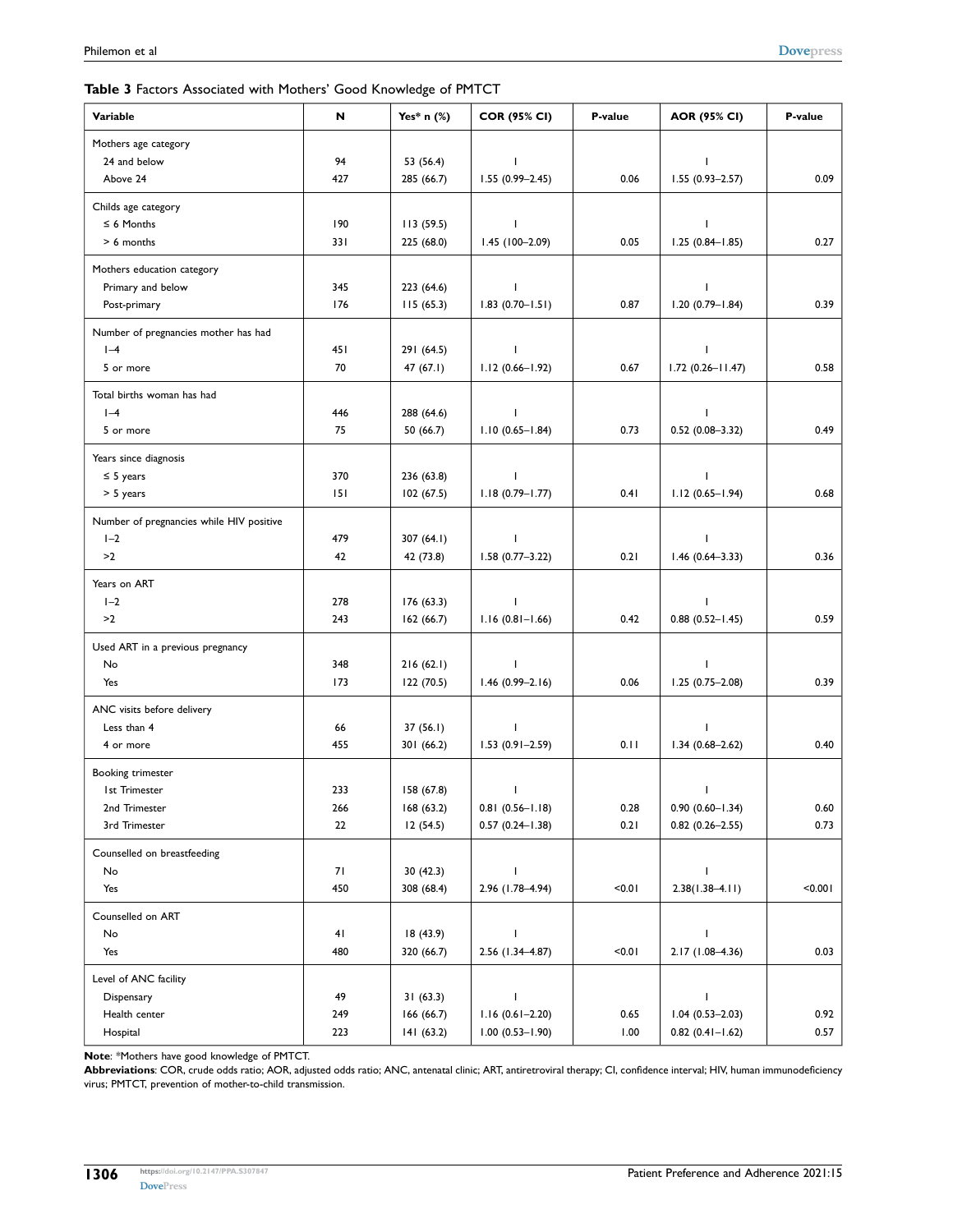**Table 3** Factors Associated with Mothers' Good Knowledge of PMTCT

| Variable | N | Yes* n (%) | COR (95% CI) | P-value | AOR (95% CI) | P-value |
|---|---|---|---|---|---|---|
| Mothers age category | | | | | | |
| 24 and below | 94 | 53 (56.4) | 1 | | 1 | |
| Above 24 | 427 | 285 (66.7) | 1.55 (0.99–2.45) | 0.06 | 1.55 (0.93–2.57) | 0.09 |
| Childs age category | | | | | | |
| ≤ 6 Months | 190 | 113 (59.5) | 1 | | 1 | |
| > 6 months | 331 | 225 (68.0) | 1.45 (100–2.09) | 0.05 | 1.25 (0.84–1.85) | 0.27 |
| Mothers education category | | | | | | |
| Primary and below | 345 | 223 (64.6) | 1 | | 1 | |
| Post-primary | 176 | 115 (65.3) | 1.83 (0.70–1.51) | 0.87 | 1.20 (0.79–1.84) | 0.39 |
| Number of pregnancies mother has had | | | | | | |
| 1–4 | 451 | 291 (64.5) | 1 | | 1 | |
| 5 or more | 70 | 47 (67.1) | 1.12 (0.66–1.92) | 0.67 | 1.72 (0.26–11.47) | 0.58 |
| Total births woman has had | | | | | | |
| 1–4 | 446 | 288 (64.6) | 1 | | 1 | |
| 5 or more | 75 | 50 (66.7) | 1.10 (0.65–1.84) | 0.73 | 0.52 (0.08–3.32) | 0.49 |
| Years since diagnosis | | | | | | |
| ≤ 5 years | 370 | 236 (63.8) | 1 | | 1 | |
| > 5 years | 151 | 102 (67.5) | 1.18 (0.79–1.77) | 0.41 | 1.12 (0.65–1.94) | 0.68 |
| Number of pregnancies while HIV positive | | | | | | |
| 1–2 | 479 | 307 (64.1) | 1 | | 1 | |
| >2 | 42 | 42 (73.8) | 1.58 (0.77–3.22) | 0.21 | 1.46 (0.64–3.33) | 0.36 |
| Years on ART | | | | | | |
| 1–2 | 278 | 176 (63.3) | 1 | | 1 | |
| >2 | 243 | 162 (66.7) | 1.16 (0.81–1.66) | 0.42 | 0.88 (0.52–1.45) | 0.59 |
| Used ART in a previous pregnancy | | | | | | |
| No | 348 | 216 (62.1) | 1 | | 1 | |
| Yes | 173 | 122 (70.5) | 1.46 (0.99–2.16) | 0.06 | 1.25 (0.75–2.08) | 0.39 |
| ANC visits before delivery | | | | | | |
| Less than 4 | 66 | 37 (56.1) | 1 | | 1 | |
| 4 or more | 455 | 301 (66.2) | 1.53 (0.91–2.59) | 0.11 | 1.34 (0.68–2.62) | 0.40 |
| Booking trimester | | | | | | |
| 1st Trimester | 233 | 158 (67.8) | 1 | | 1 | |
| 2nd Trimester | 266 | 168 (63.2) | 0.81 (0.56–1.18) | 0.28 | 0.90 (0.60–1.34) | 0.60 |
| 3rd Trimester | 22 | 12 (54.5) | 0.57 (0.24–1.38) | 0.21 | 0.82 (0.26–2.55) | 0.73 |
| Counselled on breastfeeding | | | | | | |
| No | 71 | 30 (42.3) | 1 | | 1 | |
| Yes | 450 | 308 (68.4) | 2.96 (1.78–4.94) | <0.01 | 2.38(1.38–4.11) | <0.001 |
| Counselled on ART | | | | | | |
| No | 41 | 18 (43.9) | 1 | | 1 | |
| Yes | 480 | 320 (66.7) | 2.56 (1.34–4.87) | <0.01 | 2.17 (1.08–4.36) | 0.03 |
| Level of ANC facility | | | | | | |
| Dispensary | 49 | 31 (63.3) | 1 | | 1 | |
| Health center | 249 | 166 (66.7) | 1.16 (0.61–2.20) | 0.65 | 1.04 (0.53–2.03) | 0.92 |
| Hospital | 223 | 141 (63.2) | 1.00 (0.53–1.90) | 1.00 | 0.82 (0.41–1.62) | 0.57 |

**Note**: *Mothers have good knowledge of PMTCT.

**Abbreviations**: COR, crude odds ratio; AOR, adjusted odds ratio; ANC, antenatal clinic; ART, antiretroviral therapy; CI, confidence interval; HIV, human immunodeficiency virus; PMTCT, prevention of mother-to-child transmission.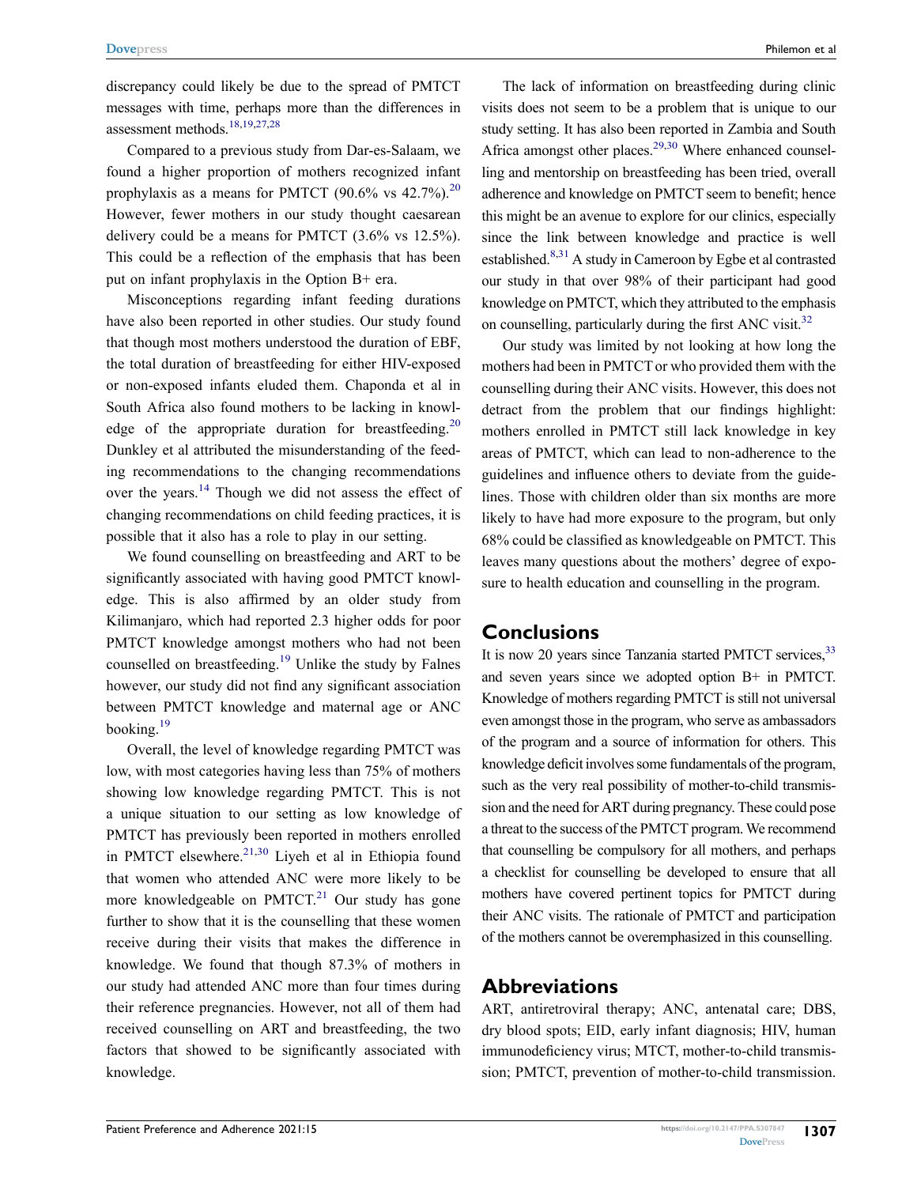discrepancy could likely be due to the spread of PMTCT messages with time, perhaps more than the differences in assessment methods.[18,19,27,28]

Compared to a previous study from Dar-es-Salaam, we found a higher proportion of mothers recognized infant prophylaxis as a means for PMTCT (90.6% vs 42.7%).[20] However, fewer mothers in our study thought caesarean delivery could be a means for PMTCT (3.6% vs 12.5%). This could be a reflection of the emphasis that has been put on infant prophylaxis in the Option B+ era.

Misconceptions regarding infant feeding durations have also been reported in other studies. Our study found that though most mothers understood the duration of EBF, the total duration of breastfeeding for either HIV-exposed or non-exposed infants eluded them. Chaponda et al in South Africa also found mothers to be lacking in knowledge of the appropriate duration for breastfeeding.[20] Dunkley et al attributed the misunderstanding of the feeding recommendations to the changing recommendations over the years.[14] Though we did not assess the effect of changing recommendations on child feeding practices, it is possible that it also has a role to play in our setting.

We found counselling on breastfeeding and ART to be significantly associated with having good PMTCT knowledge. This is also affirmed by an older study from Kilimanjaro, which had reported 2.3 higher odds for poor PMTCT knowledge amongst mothers who had not been counselled on breastfeeding.[19] Unlike the study by Falnes however, our study did not find any significant association between PMTCT knowledge and maternal age or ANC booking.[19]

Overall, the level of knowledge regarding PMTCT was low, with most categories having less than 75% of mothers showing low knowledge regarding PMTCT. This is not a unique situation to our setting as low knowledge of PMTCT has previously been reported in mothers enrolled in PMTCT elsewhere.[21,30] Liyeh et al in Ethiopia found that women who attended ANC were more likely to be more knowledgeable on PMTCT.[21] Our study has gone further to show that it is the counselling that these women receive during their visits that makes the difference in knowledge. We found that though 87.3% of mothers in our study had attended ANC more than four times during their reference pregnancies. However, not all of them had received counselling on ART and breastfeeding, the two factors that showed to be significantly associated with knowledge.

The lack of information on breastfeeding during clinic visits does not seem to be a problem that is unique to our study setting. It has also been reported in Zambia and South Africa amongst other places.[29,30] Where enhanced counselling and mentorship on breastfeeding has been tried, overall adherence and knowledge on PMTCT seem to benefit; hence this might be an avenue to explore for our clinics, especially since the link between knowledge and practice is well established.[8,31] A study in Cameroon by Egbe et al contrasted our study in that over 98% of their participant had good knowledge on PMTCT, which they attributed to the emphasis on counselling, particularly during the first ANC visit.[32]

Our study was limited by not looking at how long the mothers had been in PMTCT or who provided them with the counselling during their ANC visits. However, this does not detract from the problem that our findings highlight: mothers enrolled in PMTCT still lack knowledge in key areas of PMTCT, which can lead to non-adherence to the guidelines and influence others to deviate from the guidelines. Those with children older than six months are more likely to have had more exposure to the program, but only 68% could be classified as knowledgeable on PMTCT. This leaves many questions about the mothers' degree of exposure to health education and counselling in the program.

## Conclusions

It is now 20 years since Tanzania started PMTCT services,[33] and seven years since we adopted option B+ in PMTCT. Knowledge of mothers regarding PMTCT is still not universal even amongst those in the program, who serve as ambassadors of the program and a source of information for others. This knowledge deficit involves some fundamentals of the program, such as the very real possibility of mother-to-child transmission and the need for ART during pregnancy. These could pose a threat to the success of the PMTCT program. We recommend that counselling be compulsory for all mothers, and perhaps a checklist for counselling be developed to ensure that all mothers have covered pertinent topics for PMTCT during their ANC visits. The rationale of PMTCT and participation of the mothers cannot be overemphasized in this counselling.

## Abbreviations

ART, antiretroviral therapy; ANC, antenatal care; DBS, dry blood spots; EID, early infant diagnosis; HIV, human immunodeficiency virus; MTCT, mother-to-child transmission; PMTCT, prevention of mother-to-child transmission.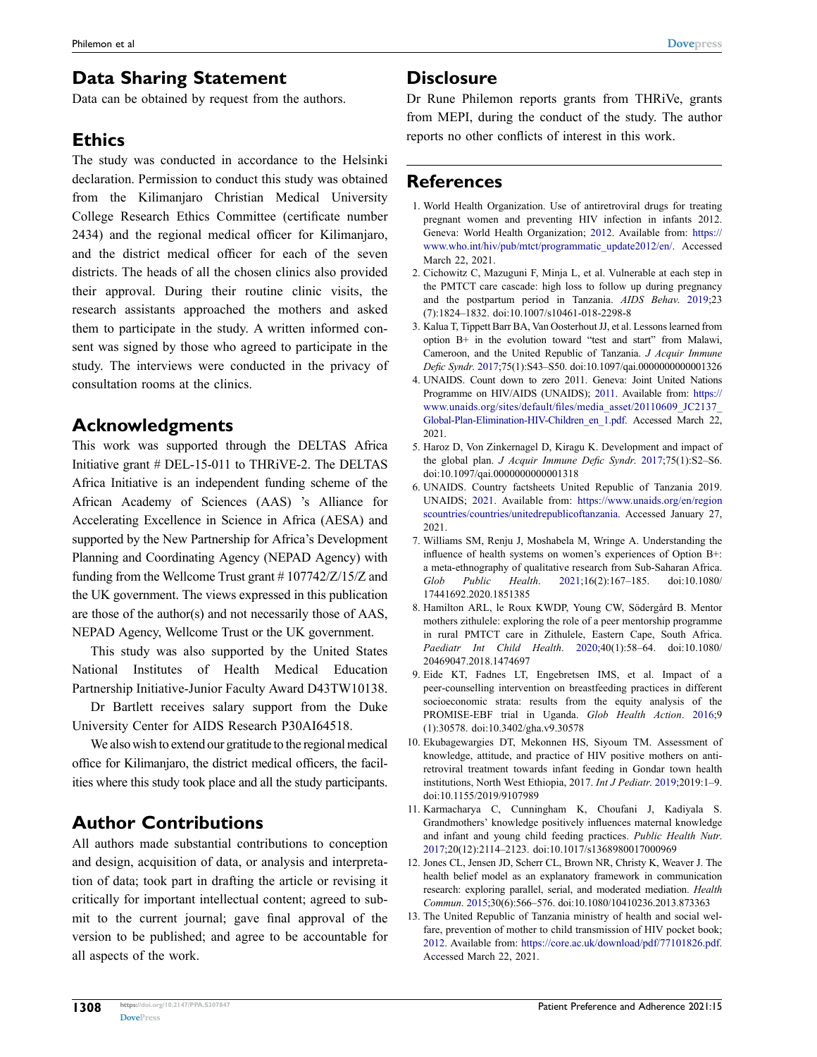## Data Sharing Statement

Data can be obtained by request from the authors.

## Ethics

The study was conducted in accordance to the Helsinki declaration. Permission to conduct this study was obtained from the Kilimanjaro Christian Medical University College Research Ethics Committee (certificate number 2434) and the regional medical officer for Kilimanjaro, and the district medical officer for each of the seven districts. The heads of all the chosen clinics also provided their approval. During their routine clinic visits, the research assistants approached the mothers and asked them to participate in the study. A written informed consent was signed by those who agreed to participate in the study. The interviews were conducted in the privacy of consultation rooms at the clinics.

## Acknowledgments

This work was supported through the DELTAS Africa Initiative grant # DEL-15-011 to THRiVE-2. The DELTAS Africa Initiative is an independent funding scheme of the African Academy of Sciences (AAS) 's Alliance for Accelerating Excellence in Science in Africa (AESA) and supported by the New Partnership for Africa's Development Planning and Coordinating Agency (NEPAD Agency) with funding from the Wellcome Trust grant # 107742/Z/15/Z and the UK government. The views expressed in this publication are those of the author(s) and not necessarily those of AAS, NEPAD Agency, Wellcome Trust or the UK government.

This study was also supported by the United States National Institutes of Health Medical Education Partnership Initiative-Junior Faculty Award D43TW10138.

Dr Bartlett receives salary support from the Duke University Center for AIDS Research P30AI64518.

We also wish to extend our gratitude to the regional medical office for Kilimanjaro, the district medical officers, the facilities where this study took place and all the study participants.

## Author Contributions

All authors made substantial contributions to conception and design, acquisition of data, or analysis and interpretation of data; took part in drafting the article or revising it critically for important intellectual content; agreed to submit to the current journal; gave final approval of the version to be published; and agree to be accountable for all aspects of the work.

## Disclosure

Dr Rune Philemon reports grants from THRiVe, grants from MEPI, during the conduct of the study. The author reports no other conflicts of interest in this work.

## References

1. World Health Organization. Use of antiretroviral drugs for treating pregnant women and preventing HIV infection in infants 2012. Geneva: World Health Organization; 2012. Available from: https://www.who.int/hiv/pub/mtct/programmatic_update2012/en/. Accessed March 22, 2021.
2. Cichowitz C, Mazuguni F, Minja L, et al. Vulnerable at each step in the PMTCT care cascade: high loss to follow up during pregnancy and the postpartum period in Tanzania. *AIDS Behav*. 2019;23(7):1824–1832. doi:10.1007/s10461-018-2298-8
3. Kalua T, Tippett Barr BA, Van Oosterhout JJ, et al. Lessons learned from option B+ in the evolution toward "test and start" from Malawi, Cameroon, and the United Republic of Tanzania. *J Acquir Immune Defic Syndr*. 2017;75(1):S43–S50. doi:10.1097/qai.0000000000001326
4. UNAIDS. Count down to zero 2011. Geneva: Joint United Nations Programme on HIV/AIDS (UNAIDS); 2011. Available from: https://www.unaids.org/sites/default/files/media_asset/20110609_JC2137_Global-Plan-Elimination-HIV-Children_en_1.pdf. Accessed March 22, 2021.
5. Haroz D, Von Zinkernagel D, Kiragu K. Development and impact of the global plan. *J Acquir Immune Defic Syndr*. 2017;75(1):S2–S6. doi:10.1097/qai.0000000000001318
6. UNAIDS. Country factsheets United Republic of Tanzania 2019. UNAIDS; 2021. Available from: https://www.unaids.org/en/regionscountries/countries/unitedrepublicoftanzania. Accessed January 27, 2021.
7. Williams SM, Renju J, Moshabela M, Wringe A. Understanding the influence of health systems on women's experiences of Option B+: a meta-ethnography of qualitative research from Sub-Saharan Africa. *Glob Public Health*. 2021;16(2):167–185. doi:10.1080/17441692.2020.1851385
8. Hamilton ARL, le Roux KWDP, Young CW, Södergård B. Mentor mothers zithulele: exploring the role of a peer mentorship programme in rural PMTCT care in Zithulele, Eastern Cape, South Africa. *Paediatr Int Child Health*. 2020;40(1):58–64. doi:10.1080/20469047.2018.1474697
9. Eide KT, Fadnes LT, Engebretsen IMS, et al. Impact of a peer-counselling intervention on breastfeeding practices in different socioeconomic strata: results from the equity analysis of the PROMISE-EBF trial in Uganda. *Glob Health Action*. 2016;9(1):30578. doi:10.3402/gha.v9.30578
10. Ekubagewargies DT, Mekonnen HS, Siyoum TM. Assessment of knowledge, attitude, and practice of HIV positive mothers on antiretroviral treatment towards infant feeding in Gondar town health institutions, North West Ethiopia, 2017. *Int J Pediatr*. 2019;2019:1–9. doi:10.1155/2019/9107989
11. Karmacharya C, Cunningham K, Choufani J, Kadiyala S. Grandmothers' knowledge positively influences maternal knowledge and infant and young child feeding practices. *Public Health Nutr*. 2017;20(12):2114–2123. doi:10.1017/s1368980017000969
12. Jones CL, Jensen JD, Scherr CL, Brown NR, Christy K, Weaver J. The health belief model as an explanatory framework in communication research: exploring parallel, serial, and moderated mediation. *Health Commun*. 2015;30(6):566–576. doi:10.1080/10410236.2013.873363
13. The United Republic of Tanzania ministry of health and social welfare, prevention of mother to child transmission of HIV pocket book; 2012. Available from: https://core.ac.uk/download/pdf/77101826.pdf. Accessed March 22, 2021.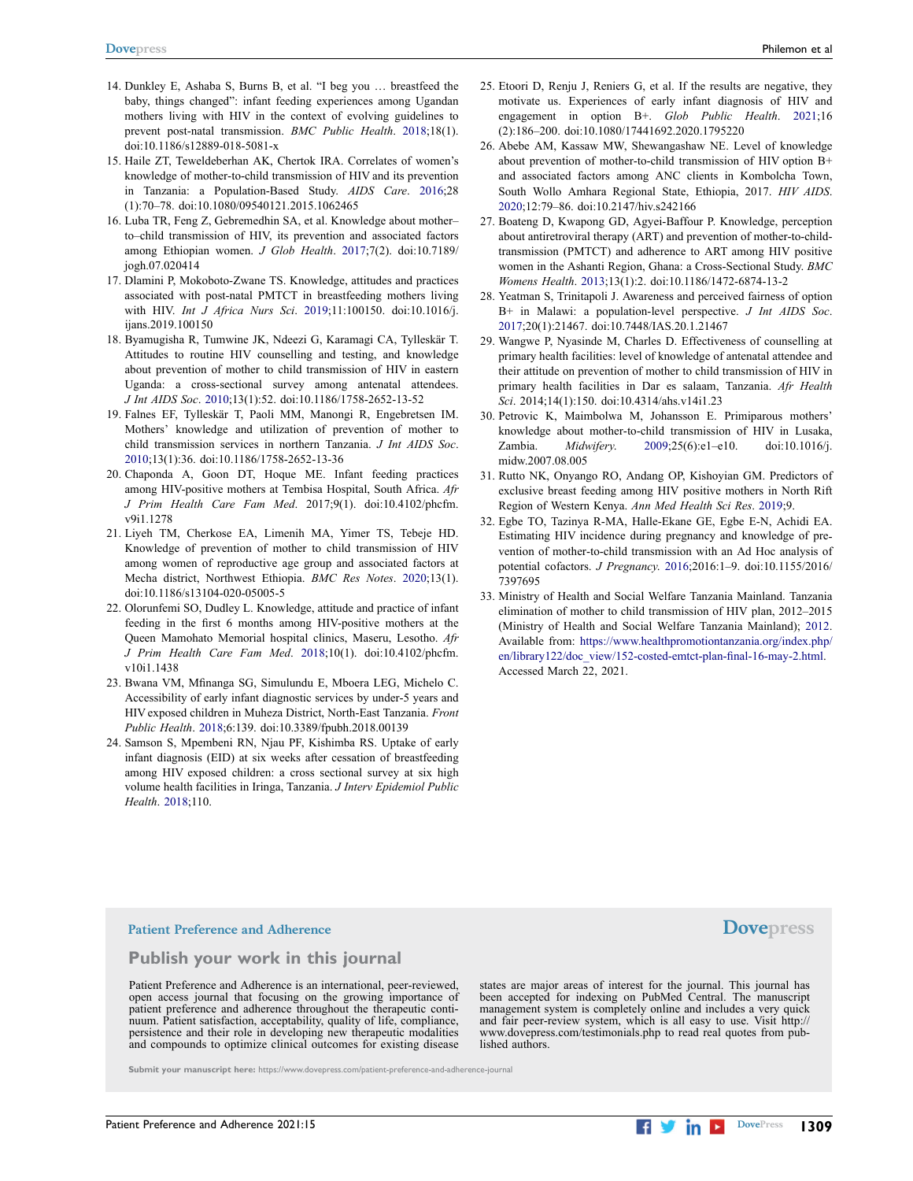14. Dunkley E, Ashaba S, Burns B, et al. "I beg you … breastfeed the baby, things changed": infant feeding experiences among Ugandan mothers living with HIV in the context of evolving guidelines to prevent post-natal transmission. *BMC Public Health*. 2018;18(1). doi:10.1186/s12889-018-5081-x
15. Haile ZT, Teweldeberhan AK, Chertok IRA. Correlates of women's knowledge of mother-to-child transmission of HIV and its prevention in Tanzania: a Population-Based Study. *AIDS Care*. 2016;28 (1):70–78. doi:10.1080/09540121.2015.1062465
16. Luba TR, Feng Z, Gebremedhin SA, et al. Knowledge about mother–to–child transmission of HIV, its prevention and associated factors among Ethiopian women. *J Glob Health*. 2017;7(2). doi:10.7189/jogh.07.020414
17. Dlamini P, Mokoboto-Zwane TS. Knowledge, attitudes and practices associated with post-natal PMTCT in breastfeeding mothers living with HIV. *Int J Africa Nurs Sci*. 2019;11:100150. doi:10.1016/j.ijans.2019.100150
18. Byamugisha R, Tumwine JK, Ndeezi G, Karamagi CA, Tylleskär T. Attitudes to routine HIV counselling and testing, and knowledge about prevention of mother to child transmission of HIV in eastern Uganda: a cross-sectional survey among antenatal attendees. *J Int AIDS Soc*. 2010;13(1):52. doi:10.1186/1758-2652-13-52
19. Falnes EF, Tylleskär T, Paoli MM, Manongi R, Engebretsen IM. Mothers' knowledge and utilization of prevention of mother to child transmission services in northern Tanzania. *J Int AIDS Soc*. 2010;13(1):36. doi:10.1186/1758-2652-13-36
20. Chaponda A, Goon DT, Hoque ME. Infant feeding practices among HIV-positive mothers at Tembisa Hospital, South Africa. *Afr J Prim Health Care Fam Med*. 2017;9(1). doi:10.4102/phcfm.v9i1.1278
21. Liyeh TM, Cherkose EA, Limenih MA, Yimer TS, Tebeje HD. Knowledge of prevention of mother to child transmission of HIV among women of reproductive age group and associated factors at Mecha district, Northwest Ethiopia. *BMC Res Notes*. 2020;13(1). doi:10.1186/s13104-020-05005-5
22. Olorunfemi SO, Dudley L. Knowledge, attitude and practice of infant feeding in the first 6 months among HIV-positive mothers at the Queen Mamohato Memorial hospital clinics, Maseru, Lesotho. *Afr J Prim Health Care Fam Med*. 2018;10(1). doi:10.4102/phcfm.v10i1.1438
23. Bwana VM, Mfinanga SG, Simulundu E, Mboera LEG, Michelo C. Accessibility of early infant diagnostic services by under-5 years and HIV exposed children in Muheza District, North-East Tanzania. *Front Public Health*. 2018;6:139. doi:10.3389/fpubh.2018.00139
24. Samson S, Mpembeni RN, Njau PF, Kishimba RS. Uptake of early infant diagnosis (EID) at six weeks after cessation of breastfeeding among HIV exposed children: a cross sectional survey at six high volume health facilities in Iringa, Tanzania. *J Interv Epidemiol Public Health*. 2018;110.
25. Etoori D, Renju J, Reniers G, et al. If the results are negative, they motivate us. Experiences of early infant diagnosis of HIV and engagement in option B+. *Glob Public Health*. 2021;16 (2):186–200. doi:10.1080/17441692.2020.1795220
26. Abebe AM, Kassaw MW, Shewangashaw NE. Level of knowledge about prevention of mother-to-child transmission of HIV option B+ and associated factors among ANC clients in Kombolcha Town, South Wollo Amhara Regional State, Ethiopia, 2017. *HIV AIDS*. 2020;12:79–86. doi:10.2147/hiv.s242166
27. Boateng D, Kwapong GD, Agyei-Baffour P. Knowledge, perception about antiretroviral therapy (ART) and prevention of mother-to-child-transmission (PMTCT) and adherence to ART among HIV positive women in the Ashanti Region, Ghana: a Cross-Sectional Study. *BMC Womens Health*. 2013;13(1):2. doi:10.1186/1472-6874-13-2
28. Yeatman S, Trinitapoli J. Awareness and perceived fairness of option B+ in Malawi: a population-level perspective. *J Int AIDS Soc*. 2017;20(1):21467. doi:10.7448/IAS.20.1.21467
29. Wangwe P, Nyasinde M, Charles D. Effectiveness of counselling at primary health facilities: level of knowledge of antenatal attendee and their attitude on prevention of mother to child transmission of HIV in primary health facilities in Dar es salaam, Tanzania. *Afr Health Sci*. 2014;14(1):150. doi:10.4314/ahs.v14i1.23
30. Petrovic K, Maimbolwa M, Johansson E. Primiparous mothers' knowledge about mother-to-child transmission of HIV in Lusaka, Zambia. *Midwifery*. 2009;25(6):e1–e10. doi:10.1016/j.midw.2007.08.005
31. Rutto NK, Onyango RO, Andang OP, Kishoyian GM. Predictors of exclusive breast feeding among HIV positive mothers in North Rift Region of Western Kenya. *Ann Med Health Sci Res*. 2019;9.
32. Egbe TO, Tazinya R-MA, Halle-Ekane GE, Egbe E-N, Achidi EA. Estimating HIV incidence during pregnancy and knowledge of prevention of mother-to-child transmission with an Ad Hoc analysis of potential cofactors. *J Pregnancy*. 2016;2016:1–9. doi:10.1155/2016/7397695
33. Ministry of Health and Social Welfare Tanzania Mainland. Tanzania elimination of mother to child transmission of HIV plan, 2012–2015 (Ministry of Health and Social Welfare Tanzania Mainland); 2012. Available from: https://www.healthpromotiontanzania.org/index.php/en/library122/doc_view/152-costed-emtct-plan-final-16-may-2.html. Accessed March 22, 2021.

**Patient Preference and Adherence**

## Publish your work in this journal

Patient Preference and Adherence is an international, peer-reviewed, open access journal that focusing on the growing importance of patient preference and adherence throughout the therapeutic continuum. Patient satisfaction, acceptability, quality of life, compliance, persistence and their role in developing new therapeutic modalities and compounds to optimize clinical outcomes for existing disease states are major areas of interest for the journal. This journal has been accepted for indexing on PubMed Central. The manuscript management system is completely online and includes a very quick and fair peer-review system, which is all easy to use. Visit http://www.dovepress.com/testimonials.php to read real quotes from published authors.

**Submit your manuscript here:** https://www.dovepress.com/patient-preference-and-adherence-journal